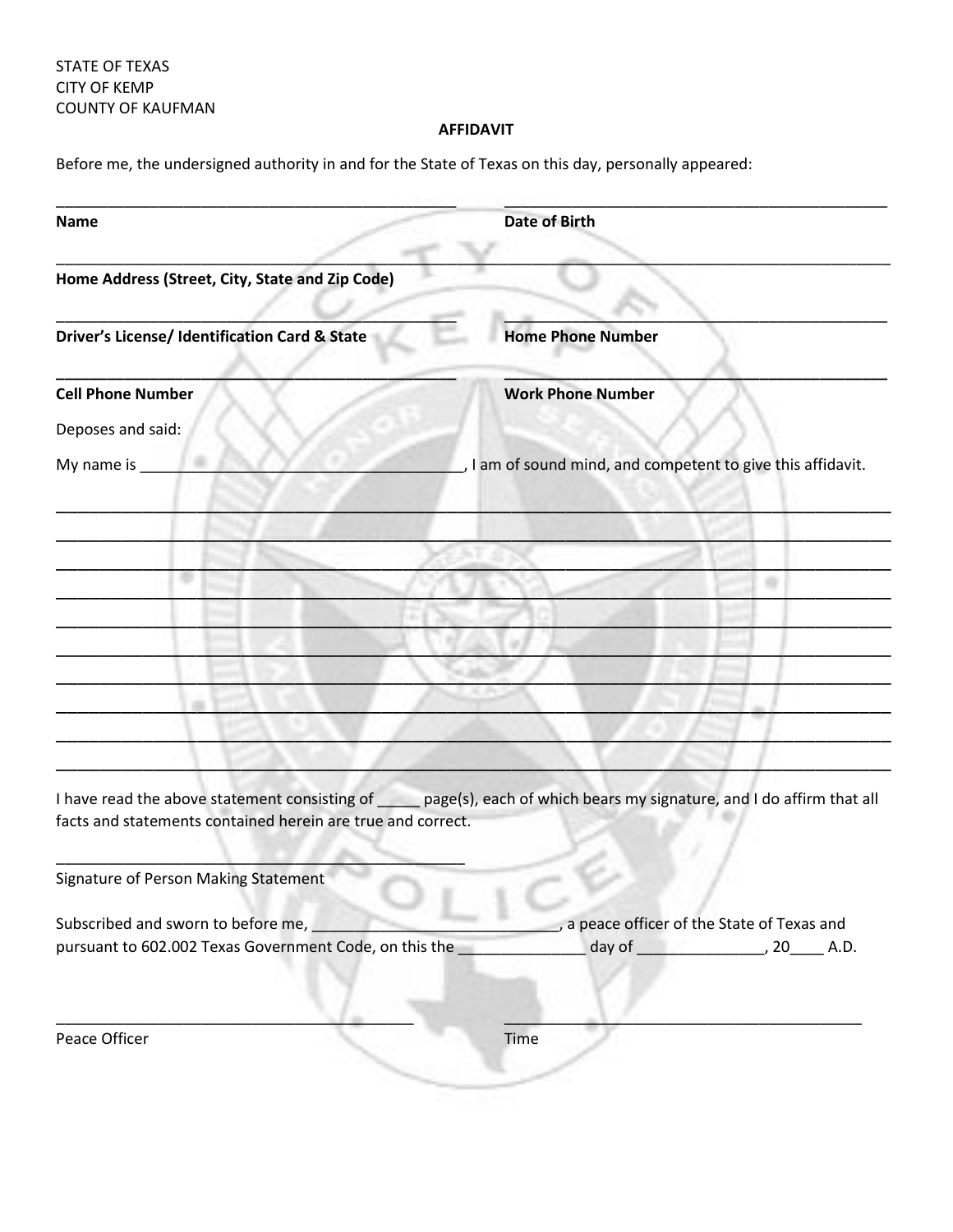STATE OF TEXAS
CITY OF KEMP
COUNTY OF KAUFMAN

**AFFIDAVIT**

Before me, the undersigned authority in and for the State of Texas on this day, personally appeared:

| | |
|---|---|
| ______________________________ | ______________________________ |
| **Name** | **Date of Birth** |

______________________________________________________________

**Home Address (Street, City, State and Zip Code)**

| | |
|---|---|
| ______________________________ | ______________________________ |
| **Driver's License/ Identification Card & State** | **Home Phone Number** |
| ______________________________ | ______________________________ |
| **Cell Phone Number** | **Work Phone Number** |

Deposes and said:

My name is ______________________________________, I am of sound mind, and competent to give this affidavit.

______________________________________________________________

______________________________________________________________

______________________________________________________________

______________________________________________________________

______________________________________________________________

______________________________________________________________

______________________________________________________________

______________________________________________________________

______________________________________________________________

______________________________________________________________

I have read the above statement consisting of _____ page(s), each of which bears my signature, and I do affirm that all facts and statements contained herein are true and correct.

______________________________________________

Signature of Person Making Statement

Subscribed and sworn to before me, ______________________________, a peace officer of the State of Texas and pursuant to 602.002 Texas Government Code, on this the _______________ day of _______________, 20____ A.D.

| | |
|---|---|
| ______________________________ | ______________________________ |
| Peace Officer | Time |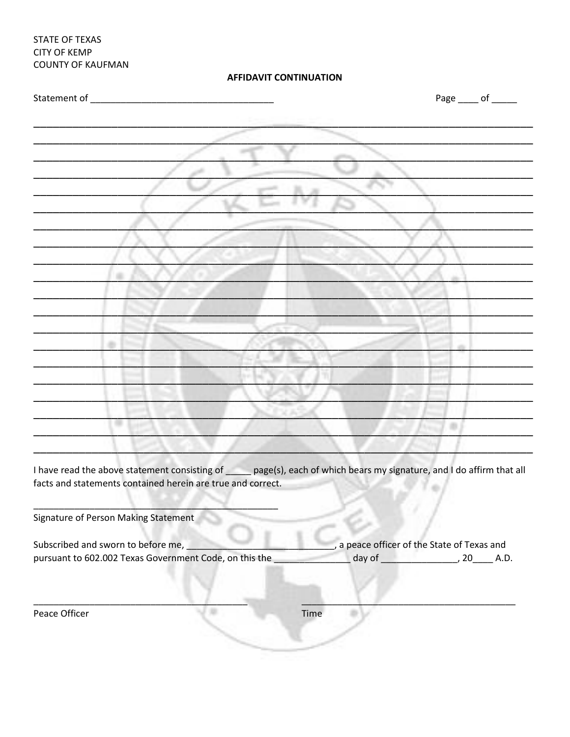STATE OF TEXAS
CITY OF KEMP
COUNTY OF KAUFMAN

**AFFIDAVIT CONTINUATION**

Statement of ___________________________________ Page ____ of _____

_______________________________________________________________________________________

_______________________________________________________________________________________

_______________________________________________________________________________________

_______________________________________________________________________________________

_______________________________________________________________________________________

_______________________________________________________________________________________

_______________________________________________________________________________________

_______________________________________________________________________________________

_______________________________________________________________________________________

_______________________________________________________________________________________

_______________________________________________________________________________________

_______________________________________________________________________________________

_______________________________________________________________________________________

_______________________________________________________________________________________

_______________________________________________________________________________________

_______________________________________________________________________________________

_______________________________________________________________________________________

_______________________________________________________________________________________

_______________________________________________________________________________________

_______________________________________________________________________________________

I have read the above statement consisting of _____ page(s), each of which bears my signature, and I do affirm that all facts and statements contained herein are true and correct.

________________________________________________
Signature of Person Making Statement

Subscribed and sworn to before me, ____________________________, a peace officer of the State of Texas and pursuant to 602.002 Texas Government Code, on this the _______________ day of _______________, 20____ A.D.

__________________________________________ __________________________________________
Peace Officer Time